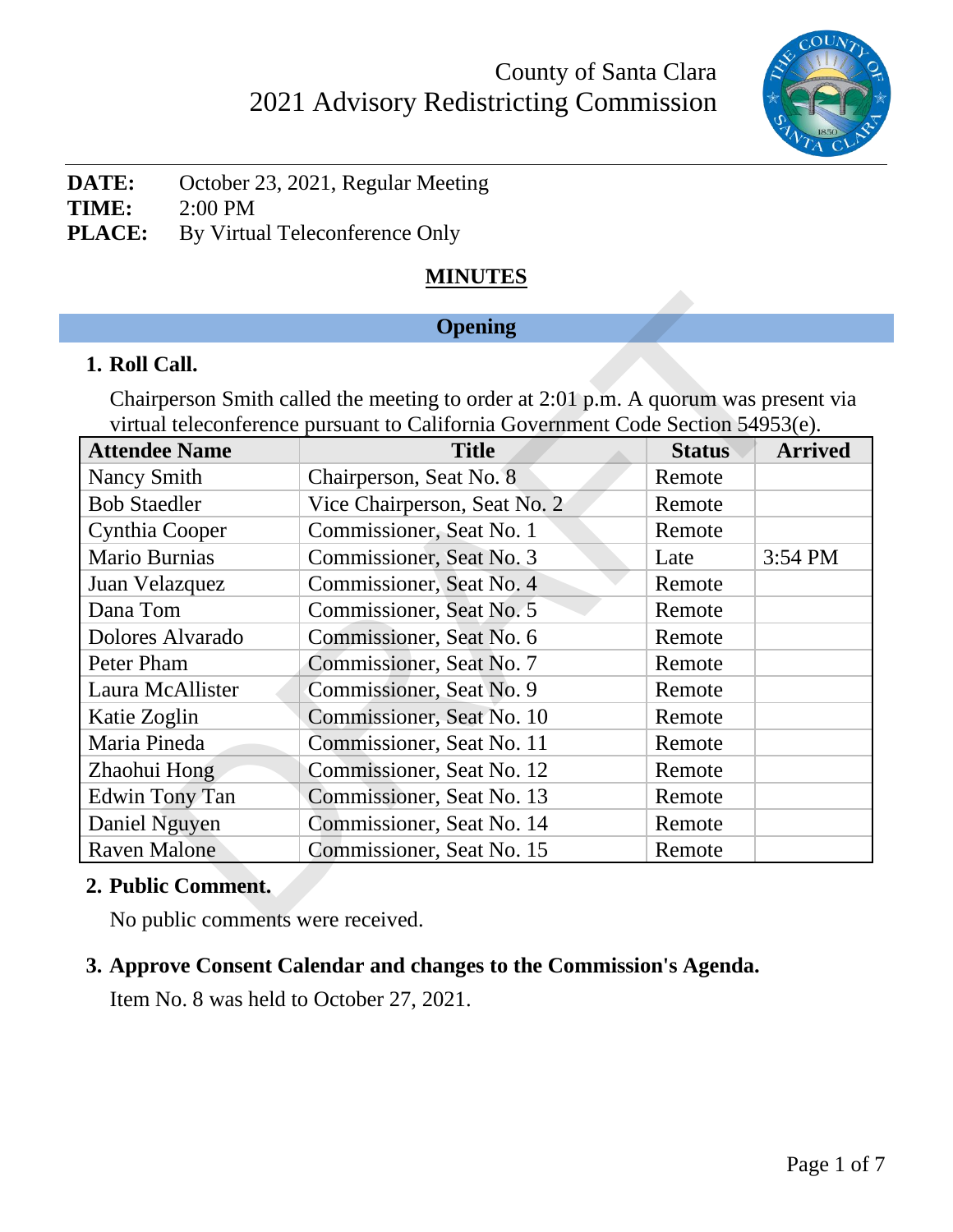# County of Santa Clara
# 2021 Advisory Redistricting Commission

**DATE:** October 23, 2021, Regular Meeting
**TIME:** 2:00 PM
**PLACE:** By Virtual Teleconference Only

## MINUTES

## Opening

### 1. Roll Call.

Chairperson Smith called the meeting to order at 2:01 p.m. A quorum was present via virtual teleconference pursuant to California Government Code Section 54953(e).

| Attendee Name | Title | Status | Arrived |
|---|---|---|---|
| Nancy Smith | Chairperson, Seat No. 8 | Remote | |
| Bob Staedler | Vice Chairperson, Seat No. 2 | Remote | |
| Cynthia Cooper | Commissioner, Seat No. 1 | Remote | |
| Mario Burnias | Commissioner, Seat No. 3 | Late | 3:54 PM |
| Juan Velazquez | Commissioner, Seat No. 4 | Remote | |
| Dana Tom | Commissioner, Seat No. 5 | Remote | |
| Dolores Alvarado | Commissioner, Seat No. 6 | Remote | |
| Peter Pham | Commissioner, Seat No. 7 | Remote | |
| Laura McAllister | Commissioner, Seat No. 9 | Remote | |
| Katie Zoglin | Commissioner, Seat No. 10 | Remote | |
| Maria Pineda | Commissioner, Seat No. 11 | Remote | |
| Zhaohui Hong | Commissioner, Seat No. 12 | Remote | |
| Edwin Tony Tan | Commissioner, Seat No. 13 | Remote | |
| Daniel Nguyen | Commissioner, Seat No. 14 | Remote | |
| Raven Malone | Commissioner, Seat No. 15 | Remote | |

### 2. Public Comment.

No public comments were received.

### 3. Approve Consent Calendar and changes to the Commission's Agenda.

Item No. 8 was held to October 27, 2021.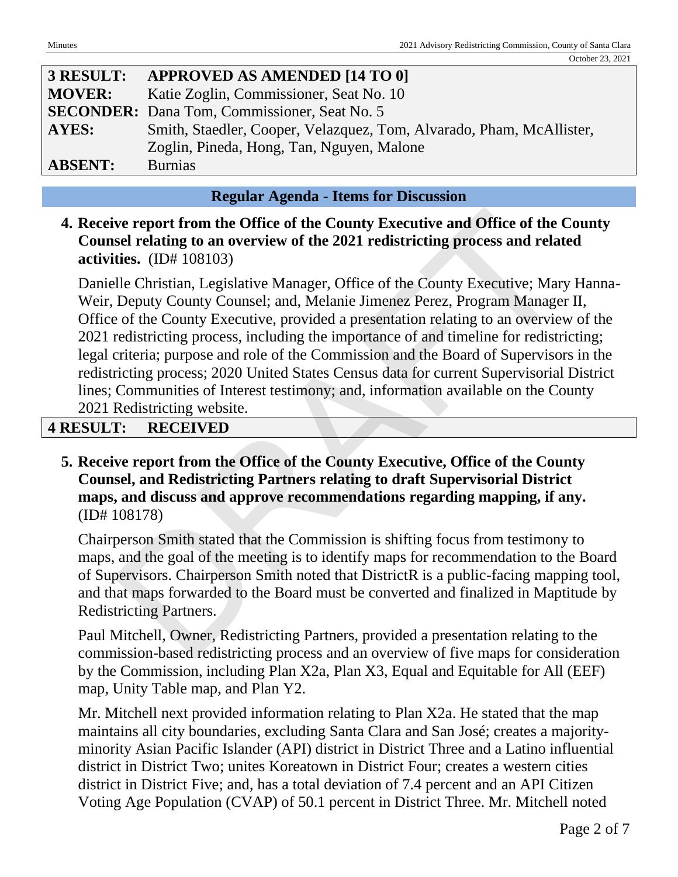| 3 RESULT: | APPROVED AS AMENDED [14 TO 0] |
|---|---|
| MOVER: | Katie Zoglin, Commissioner, Seat No. 10 |
| SECONDER: | Dana Tom, Commissioner, Seat No. 5 |
| AYES: | Smith, Staedler, Cooper, Velazquez, Tom, Alvarado, Pham, McAllister, Zoglin, Pineda, Hong, Tan, Nguyen, Malone |
| ABSENT: | Burnias |

## Regular Agenda - Items for Discussion

**4. Receive report from the Office of the County Executive and Office of the County Counsel relating to an overview of the 2021 redistricting process and related activities.** (ID# 108103)

Danielle Christian, Legislative Manager, Office of the County Executive; Mary Hanna-Weir, Deputy County Counsel; and, Melanie Jimenez Perez, Program Manager II, Office of the County Executive, provided a presentation relating to an overview of the 2021 redistricting process, including the importance of and timeline for redistricting; legal criteria; purpose and role of the Commission and the Board of Supervisors in the redistricting process; 2020 United States Census data for current Supervisorial District lines; Communities of Interest testimony; and, information available on the County 2021 Redistricting website.

| 4 RESULT: | RECEIVED |
|---|---|

**5. Receive report from the Office of the County Executive, Office of the County Counsel, and Redistricting Partners relating to draft Supervisorial District maps, and discuss and approve recommendations regarding mapping, if any.** (ID# 108178)

Chairperson Smith stated that the Commission is shifting focus from testimony to maps, and the goal of the meeting is to identify maps for recommendation to the Board of Supervisors. Chairperson Smith noted that DistrictR is a public-facing mapping tool, and that maps forwarded to the Board must be converted and finalized in Maptitude by Redistricting Partners.

Paul Mitchell, Owner, Redistricting Partners, provided a presentation relating to the commission-based redistricting process and an overview of five maps for consideration by the Commission, including Plan X2a, Plan X3, Equal and Equitable for All (EEF) map, Unity Table map, and Plan Y2.

Mr. Mitchell next provided information relating to Plan X2a. He stated that the map maintains all city boundaries, excluding Santa Clara and San José; creates a majority-minority Asian Pacific Islander (API) district in District Three and a Latino influential district in District Two; unites Koreatown in District Four; creates a western cities district in District Five; and, has a total deviation of 7.4 percent and an API Citizen Voting Age Population (CVAP) of 50.1 percent in District Three. Mr. Mitchell noted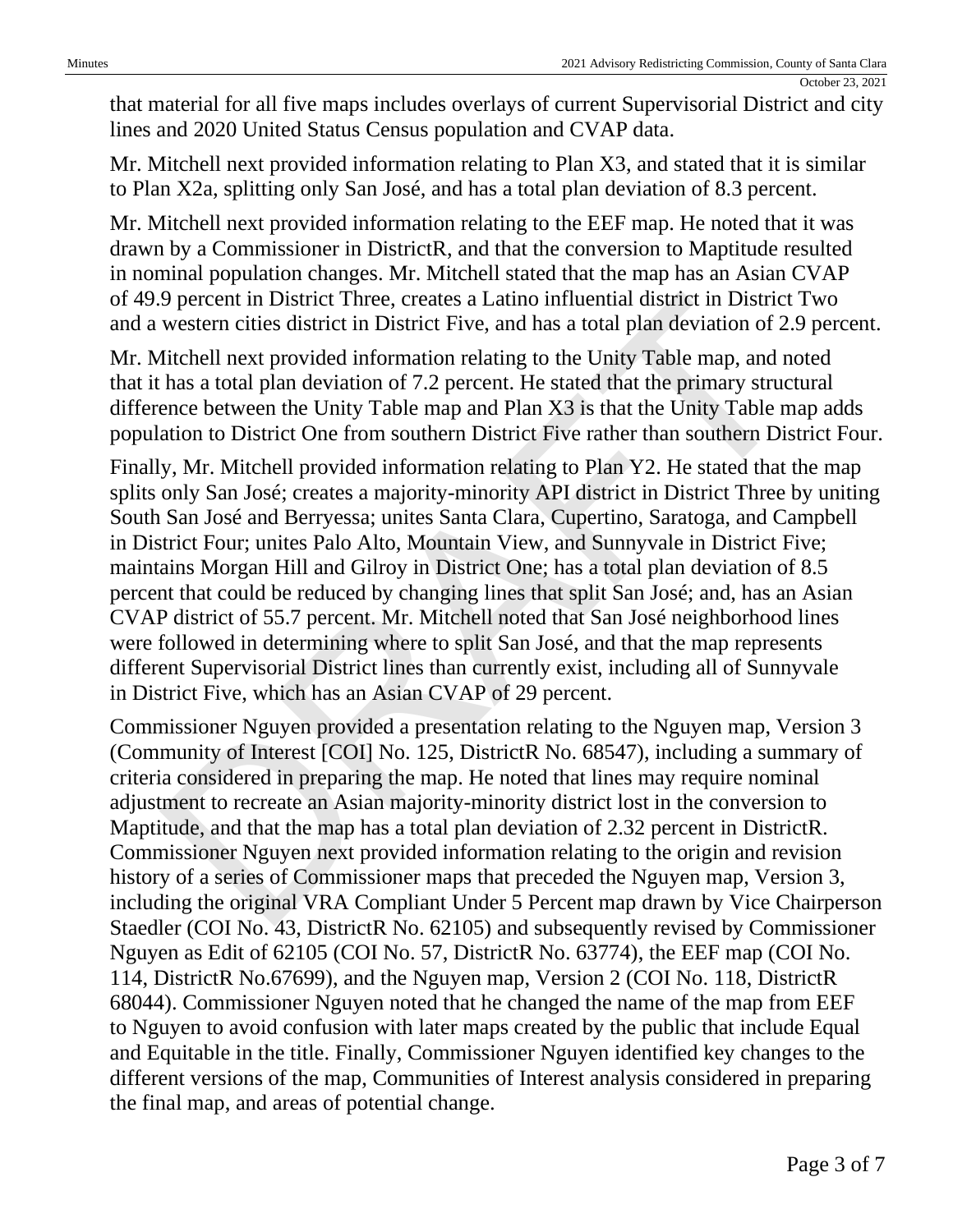that material for all five maps includes overlays of current Supervisorial District and city lines and 2020 United Status Census population and CVAP data.

Mr. Mitchell next provided information relating to Plan X3, and stated that it is similar to Plan X2a, splitting only San José, and has a total plan deviation of 8.3 percent.

Mr. Mitchell next provided information relating to the EEF map. He noted that it was drawn by a Commissioner in DistrictR, and that the conversion to Maptitude resulted in nominal population changes. Mr. Mitchell stated that the map has an Asian CVAP of 49.9 percent in District Three, creates a Latino influential district in District Two and a western cities district in District Five, and has a total plan deviation of 2.9 percent.

Mr. Mitchell next provided information relating to the Unity Table map, and noted that it has a total plan deviation of 7.2 percent. He stated that the primary structural difference between the Unity Table map and Plan X3 is that the Unity Table map adds population to District One from southern District Five rather than southern District Four.

Finally, Mr. Mitchell provided information relating to Plan Y2. He stated that the map splits only San José; creates a majority-minority API district in District Three by uniting South San José and Berryessa; unites Santa Clara, Cupertino, Saratoga, and Campbell in District Four; unites Palo Alto, Mountain View, and Sunnyvale in District Five; maintains Morgan Hill and Gilroy in District One; has a total plan deviation of 8.5 percent that could be reduced by changing lines that split San José; and, has an Asian CVAP district of 55.7 percent. Mr. Mitchell noted that San José neighborhood lines were followed in determining where to split San José, and that the map represents different Supervisorial District lines than currently exist, including all of Sunnyvale in District Five, which has an Asian CVAP of 29 percent.

Commissioner Nguyen provided a presentation relating to the Nguyen map, Version 3 (Community of Interest [COI] No. 125, DistrictR No. 68547), including a summary of criteria considered in preparing the map. He noted that lines may require nominal adjustment to recreate an Asian majority-minority district lost in the conversion to Maptitude, and that the map has a total plan deviation of 2.32 percent in DistrictR. Commissioner Nguyen next provided information relating to the origin and revision history of a series of Commissioner maps that preceded the Nguyen map, Version 3, including the original VRA Compliant Under 5 Percent map drawn by Vice Chairperson Staedler (COI No. 43, DistrictR No. 62105) and subsequently revised by Commissioner Nguyen as Edit of 62105 (COI No. 57, DistrictR No. 63774), the EEF map (COI No. 114, DistrictR No.67699), and the Nguyen map, Version 2 (COI No. 118, DistrictR 68044). Commissioner Nguyen noted that he changed the name of the map from EEF to Nguyen to avoid confusion with later maps created by the public that include Equal and Equitable in the title. Finally, Commissioner Nguyen identified key changes to the different versions of the map, Communities of Interest analysis considered in preparing the final map, and areas of potential change.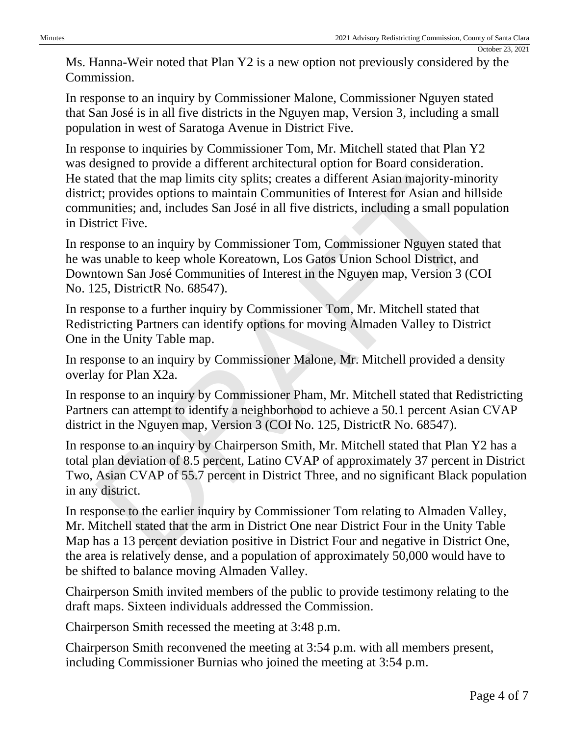Ms. Hanna-Weir noted that Plan Y2 is a new option not previously considered by the Commission.

In response to an inquiry by Commissioner Malone, Commissioner Nguyen stated that San José is in all five districts in the Nguyen map, Version 3, including a small population in west of Saratoga Avenue in District Five.

In response to inquiries by Commissioner Tom, Mr. Mitchell stated that Plan Y2 was designed to provide a different architectural option for Board consideration. He stated that the map limits city splits; creates a different Asian majority-minority district; provides options to maintain Communities of Interest for Asian and hillside communities; and, includes San José in all five districts, including a small population in District Five.

In response to an inquiry by Commissioner Tom, Commissioner Nguyen stated that he was unable to keep whole Koreatown, Los Gatos Union School District, and Downtown San José Communities of Interest in the Nguyen map, Version 3 (COI No. 125, DistrictR No. 68547).

In response to a further inquiry by Commissioner Tom, Mr. Mitchell stated that Redistricting Partners can identify options for moving Almaden Valley to District One in the Unity Table map.

In response to an inquiry by Commissioner Malone, Mr. Mitchell provided a density overlay for Plan X2a.

In response to an inquiry by Commissioner Pham, Mr. Mitchell stated that Redistricting Partners can attempt to identify a neighborhood to achieve a 50.1 percent Asian CVAP district in the Nguyen map, Version 3 (COI No. 125, DistrictR No. 68547).

In response to an inquiry by Chairperson Smith, Mr. Mitchell stated that Plan Y2 has a total plan deviation of 8.5 percent, Latino CVAP of approximately 37 percent in District Two, Asian CVAP of 55.7 percent in District Three, and no significant Black population in any district.

In response to the earlier inquiry by Commissioner Tom relating to Almaden Valley, Mr. Mitchell stated that the arm in District One near District Four in the Unity Table Map has a 13 percent deviation positive in District Four and negative in District One, the area is relatively dense, and a population of approximately 50,000 would have to be shifted to balance moving Almaden Valley.

Chairperson Smith invited members of the public to provide testimony relating to the draft maps. Sixteen individuals addressed the Commission.

Chairperson Smith recessed the meeting at 3:48 p.m.

Chairperson Smith reconvened the meeting at 3:54 p.m. with all members present, including Commissioner Burnias who joined the meeting at 3:54 p.m.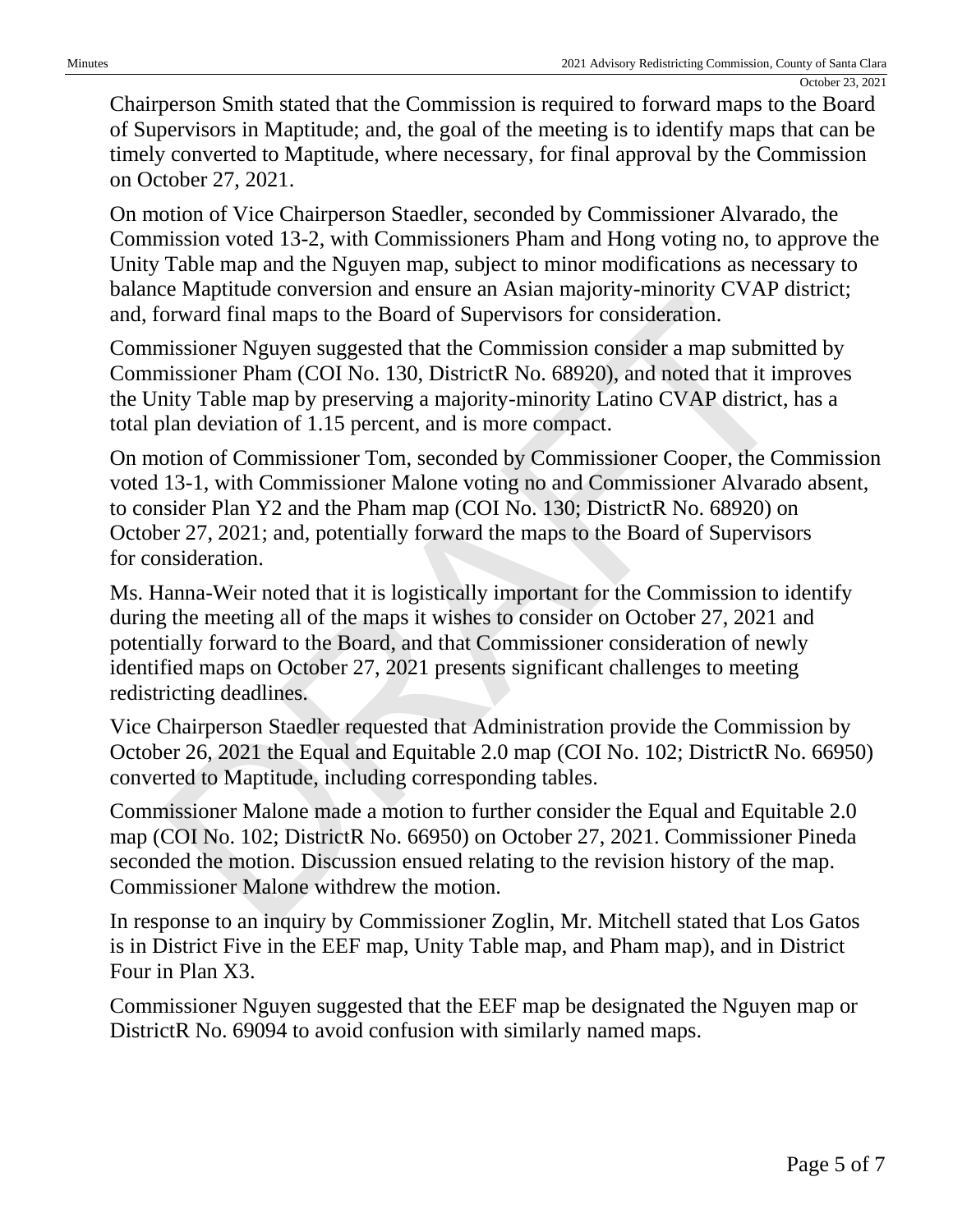Chairperson Smith stated that the Commission is required to forward maps to the Board of Supervisors in Maptitude; and, the goal of the meeting is to identify maps that can be timely converted to Maptitude, where necessary, for final approval by the Commission on October 27, 2021.

On motion of Vice Chairperson Staedler, seconded by Commissioner Alvarado, the Commission voted 13-2, with Commissioners Pham and Hong voting no, to approve the Unity Table map and the Nguyen map, subject to minor modifications as necessary to balance Maptitude conversion and ensure an Asian majority-minority CVAP district; and, forward final maps to the Board of Supervisors for consideration.

Commissioner Nguyen suggested that the Commission consider a map submitted by Commissioner Pham (COI No. 130, DistrictR No. 68920), and noted that it improves the Unity Table map by preserving a majority-minority Latino CVAP district, has a total plan deviation of 1.15 percent, and is more compact.

On motion of Commissioner Tom, seconded by Commissioner Cooper, the Commission voted 13-1, with Commissioner Malone voting no and Commissioner Alvarado absent, to consider Plan Y2 and the Pham map (COI No. 130; DistrictR No. 68920) on October 27, 2021; and, potentially forward the maps to the Board of Supervisors for consideration.

Ms. Hanna-Weir noted that it is logistically important for the Commission to identify during the meeting all of the maps it wishes to consider on October 27, 2021 and potentially forward to the Board, and that Commissioner consideration of newly identified maps on October 27, 2021 presents significant challenges to meeting redistricting deadlines.

Vice Chairperson Staedler requested that Administration provide the Commission by October 26, 2021 the Equal and Equitable 2.0 map (COI No. 102; DistrictR No. 66950) converted to Maptitude, including corresponding tables.

Commissioner Malone made a motion to further consider the Equal and Equitable 2.0 map (COI No. 102; DistrictR No. 66950) on October 27, 2021. Commissioner Pineda seconded the motion. Discussion ensued relating to the revision history of the map. Commissioner Malone withdrew the motion.

In response to an inquiry by Commissioner Zoglin, Mr. Mitchell stated that Los Gatos is in District Five in the EEF map, Unity Table map, and Pham map), and in District Four in Plan X3.

Commissioner Nguyen suggested that the EEF map be designated the Nguyen map or DistrictR No. 69094 to avoid confusion with similarly named maps.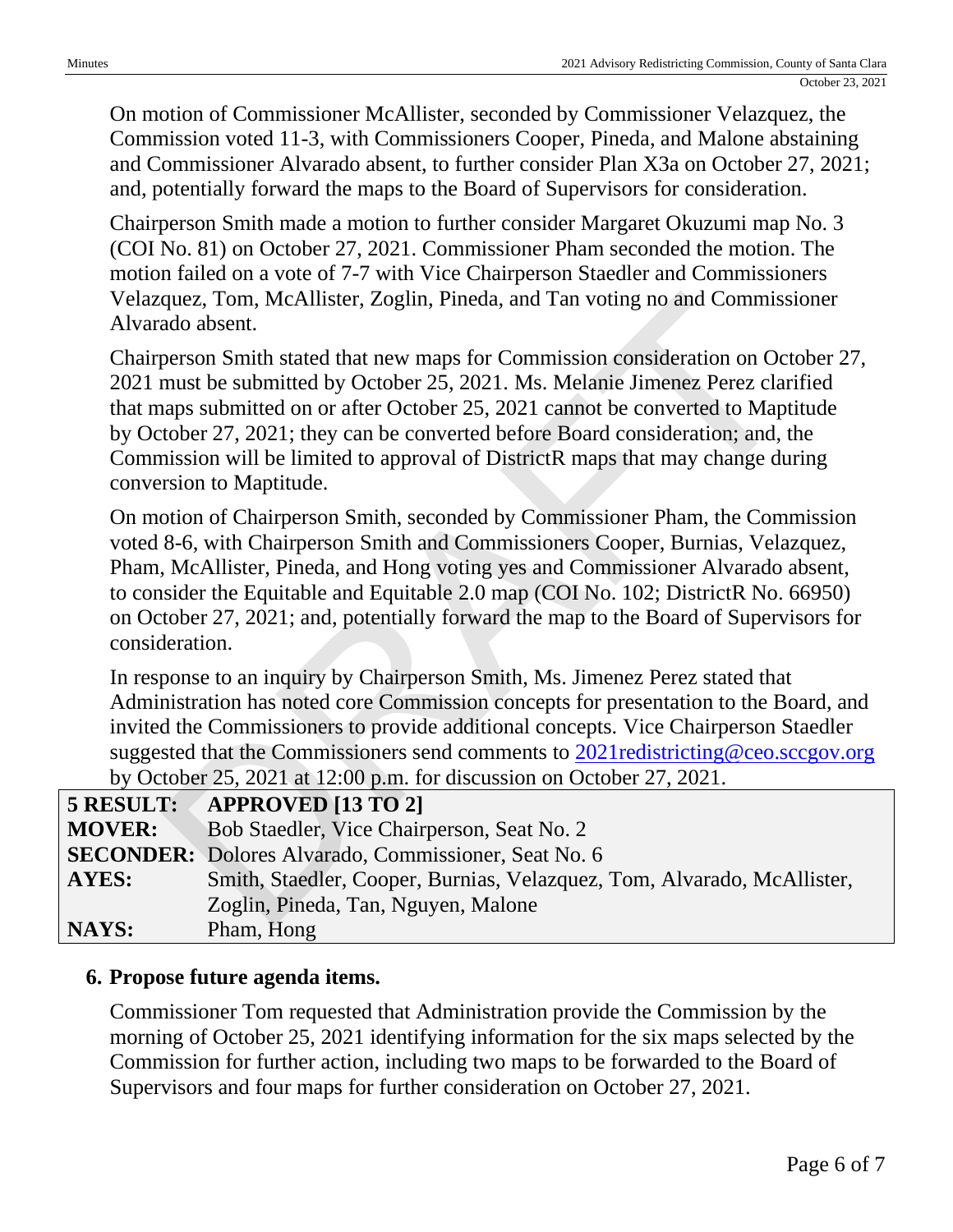On motion of Commissioner McAllister, seconded by Commissioner Velazquez, the Commission voted 11-3, with Commissioners Cooper, Pineda, and Malone abstaining and Commissioner Alvarado absent, to further consider Plan X3a on October 27, 2021; and, potentially forward the maps to the Board of Supervisors for consideration.

Chairperson Smith made a motion to further consider Margaret Okuzumi map No. 3 (COI No. 81) on October 27, 2021. Commissioner Pham seconded the motion. The motion failed on a vote of 7-7 with Vice Chairperson Staedler and Commissioners Velazquez, Tom, McAllister, Zoglin, Pineda, and Tan voting no and Commissioner Alvarado absent.

Chairperson Smith stated that new maps for Commission consideration on October 27, 2021 must be submitted by October 25, 2021. Ms. Melanie Jimenez Perez clarified that maps submitted on or after October 25, 2021 cannot be converted to Maptitude by October 27, 2021; they can be converted before Board consideration; and, the Commission will be limited to approval of DistrictR maps that may change during conversion to Maptitude.

On motion of Chairperson Smith, seconded by Commissioner Pham, the Commission voted 8-6, with Chairperson Smith and Commissioners Cooper, Burnias, Velazquez, Pham, McAllister, Pineda, and Hong voting yes and Commissioner Alvarado absent, to consider the Equitable and Equitable 2.0 map (COI No. 102; DistrictR No. 66950) on October 27, 2021; and, potentially forward the map to the Board of Supervisors for consideration.

In response to an inquiry by Chairperson Smith, Ms. Jimenez Perez stated that Administration has noted core Commission concepts for presentation to the Board, and invited the Commissioners to provide additional concepts. Vice Chairperson Staedler suggested that the Commissioners send comments to 2021redistricting@ceo.sccgov.org by October 25, 2021 at 12:00 p.m. for discussion on October 27, 2021.

| **5 RESULT:** | **APPROVED [13 TO 2]** |
|---|---|
| **MOVER:** | Bob Staedler, Vice Chairperson, Seat No. 2 |
| **SECONDER:** | Dolores Alvarado, Commissioner, Seat No. 6 |
| **AYES:** | Smith, Staedler, Cooper, Burnias, Velazquez, Tom, Alvarado, McAllister, Zoglin, Pineda, Tan, Nguyen, Malone |
| **NAYS:** | Pham, Hong |

## 6. Propose future agenda items.

Commissioner Tom requested that Administration provide the Commission by the morning of October 25, 2021 identifying information for the six maps selected by the Commission for further action, including two maps to be forwarded to the Board of Supervisors and four maps for further consideration on October 27, 2021.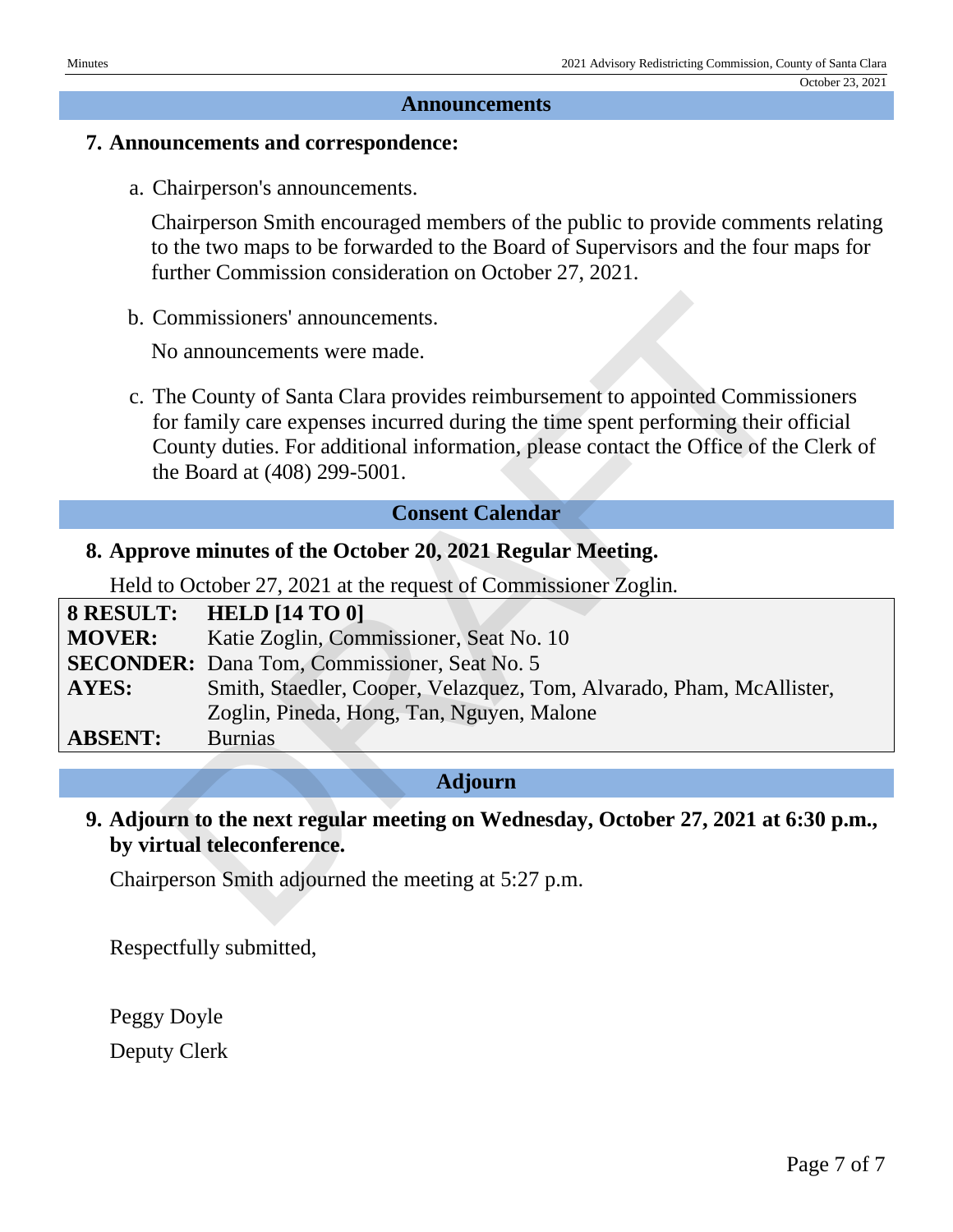## Announcements

### 7. Announcements and correspondence:

a. Chairperson's announcements.

Chairperson Smith encouraged members of the public to provide comments relating to the two maps to be forwarded to the Board of Supervisors and the four maps for further Commission consideration on October 27, 2021.

b. Commissioners' announcements.

No announcements were made.

c. The County of Santa Clara provides reimbursement to appointed Commissioners for family care expenses incurred during the time spent performing their official County duties. For additional information, please contact the Office of the Clerk of the Board at (408) 299-5001.

## Consent Calendar

### 8. Approve minutes of the October 20, 2021 Regular Meeting.

Held to October 27, 2021 at the request of Commissioner Zoglin.

| | |
|---|---|
| **8 RESULT:** | **HELD [14 TO 0]** |
| **MOVER:** | Katie Zoglin, Commissioner, Seat No. 10 |
| **SECONDER:** | Dana Tom, Commissioner, Seat No. 5 |
| **AYES:** | Smith, Staedler, Cooper, Velazquez, Tom, Alvarado, Pham, McAllister, Zoglin, Pineda, Hong, Tan, Nguyen, Malone |
| **ABSENT:** | Burnias |

## Adjourn

### 9. Adjourn to the next regular meeting on Wednesday, October 27, 2021 at 6:30 p.m., by virtual teleconference.

Chairperson Smith adjourned the meeting at 5:27 p.m.

Respectfully submitted,

Peggy Doyle
Deputy Clerk